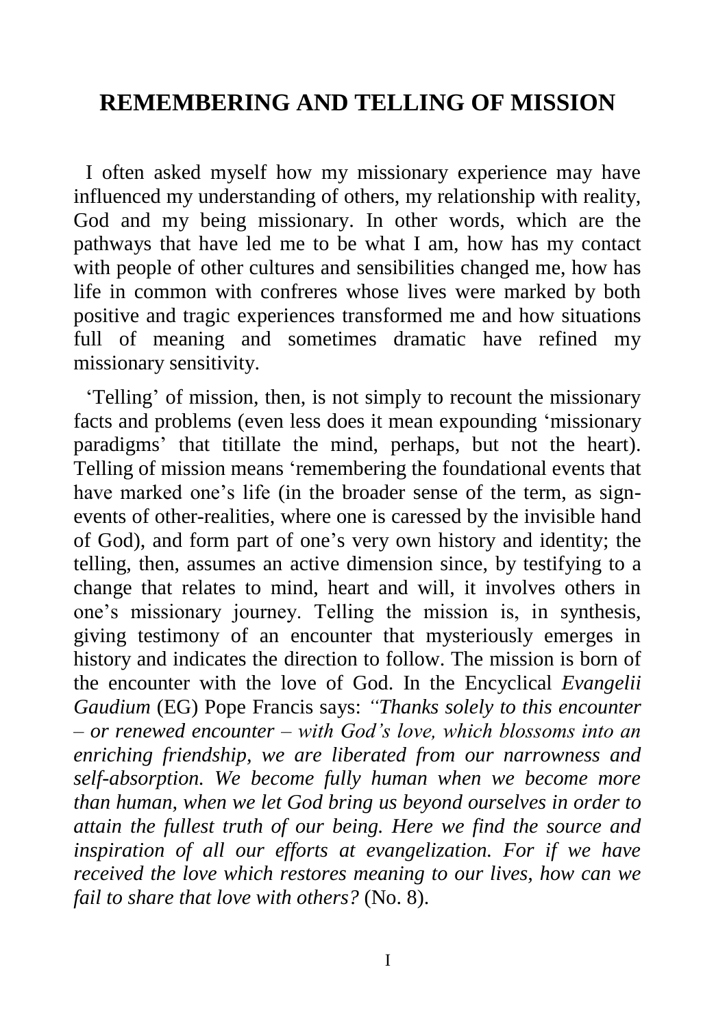# REMEMBERING AND TELLING OF MISSION

I often asked myself how my missionary experience may have influenced my understanding of others, my relationship with reality, God and my being missionary. In other words, which are the pathways that have led me to be what I am, how has my contact with people of other cultures and sensibilities changed me, how has life in common with confreres whose lives were marked by both positive and tragic experiences transformed me and how situations full of meaning and sometimes dramatic have refined my missionary sensitivity.

'Telling' of mission, then, is not simply to recount the missionary facts and problems (even less does it mean expounding 'missionary paradigms' that titillate the mind, perhaps, but not the heart). Telling of mission means 'remembering the foundational events that have marked one's life (in the broader sense of the term, as sign-events of other-realities, where one is caressed by the invisible hand of God), and form part of one's very own history and identity; the telling, then, assumes an active dimension since, by testifying to a change that relates to mind, heart and will, it involves others in one's missionary journey. Telling the mission is, in synthesis, giving testimony of an encounter that mysteriously emerges in history and indicates the direction to follow. The mission is born of the encounter with the love of God. In the Encyclical *Evangelii Gaudium* (EG) Pope Francis says: *"Thanks solely to this encounter – or renewed encounter – with God's love, which blossoms into an enriching friendship, we are liberated from our narrowness and self-absorption. We become fully human when we become more than human, when we let God bring us beyond ourselves in order to attain the fullest truth of our being. Here we find the source and inspiration of all our efforts at evangelization. For if we have received the love which restores meaning to our lives, how can we fail to share that love with others?* (No. 8).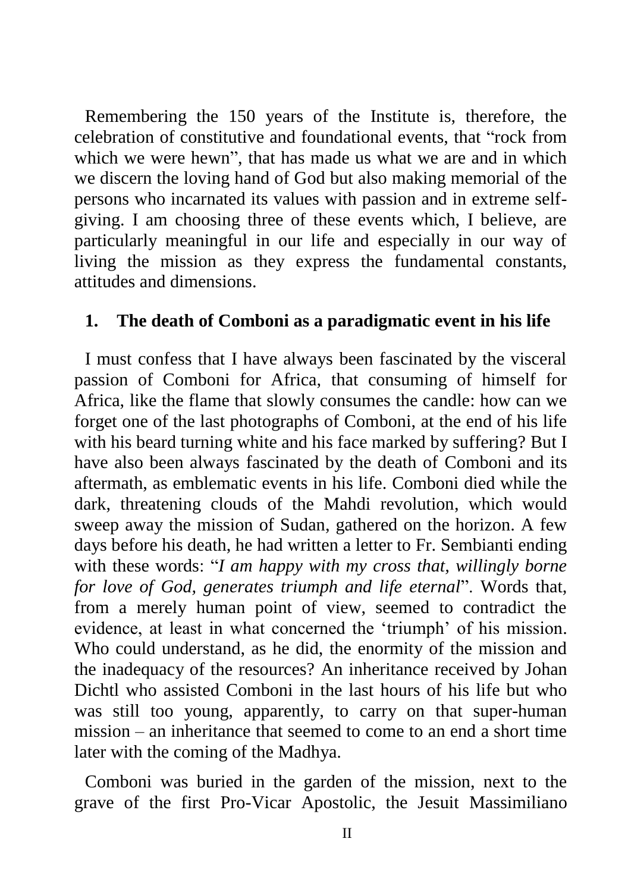Remembering the 150 years of the Institute is, therefore, the celebration of constitutive and foundational events, that "rock from which we were hewn", that has made us what we are and in which we discern the loving hand of God but also making memorial of the persons who incarnated its values with passion and in extreme self-giving. I am choosing three of these events which, I believe, are particularly meaningful in our life and especially in our way of living the mission as they express the fundamental constants, attitudes and dimensions.

## 1. The death of Comboni as a paradigmatic event in his life

I must confess that I have always been fascinated by the visceral passion of Comboni for Africa, that consuming of himself for Africa, like the flame that slowly consumes the candle: how can we forget one of the last photographs of Comboni, at the end of his life with his beard turning white and his face marked by suffering? But I have also been always fascinated by the death of Comboni and its aftermath, as emblematic events in his life. Comboni died while the dark, threatening clouds of the Mahdi revolution, which would sweep away the mission of Sudan, gathered on the horizon. A few days before his death, he had written a letter to Fr. Sembianti ending with these words: "*I am happy with my cross that, willingly borne for love of God, generates triumph and life eternal*". Words that, from a merely human point of view, seemed to contradict the evidence, at least in what concerned the 'triumph' of his mission. Who could understand, as he did, the enormity of the mission and the inadequacy of the resources? An inheritance received by Johan Dichtl who assisted Comboni in the last hours of his life but who was still too young, apparently, to carry on that super-human mission – an inheritance that seemed to come to an end a short time later with the coming of the Madhya.

Comboni was buried in the garden of the mission, next to the grave of the first Pro-Vicar Apostolic, the Jesuit Massimiliano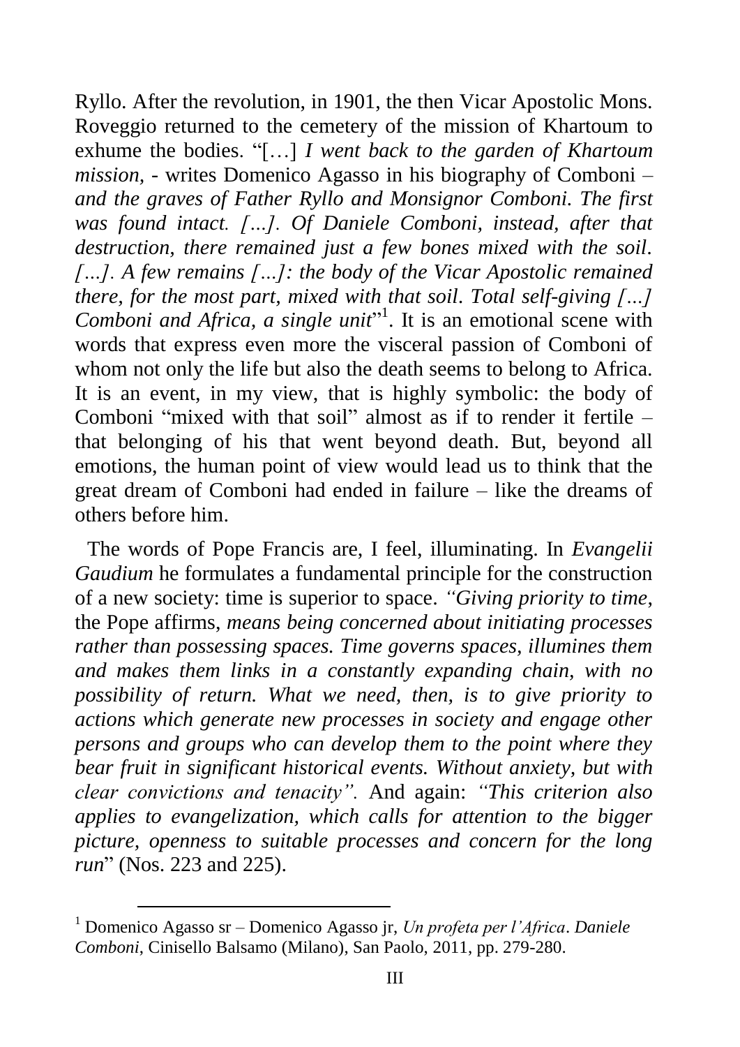Ryllo. After the revolution, in 1901, the then Vicar Apostolic Mons. Roveggio returned to the cemetery of the mission of Khartoum to exhume the bodies. "[…] *I went back to the garden of Khartoum mission,* - writes Domenico Agasso in his biography of Comboni – *and the graves of Father Ryllo and Monsignor Comboni. The first was found intact. […]. Of Daniele Comboni, instead, after that destruction, there remained just a few bones mixed with the soil. […]. A few remains […]: the body of the Vicar Apostolic remained there, for the most part, mixed with that soil. Total self-giving […] Comboni and Africa, a single unit*"[1]. It is an emotional scene with words that express even more the visceral passion of Comboni of whom not only the life but also the death seems to belong to Africa. It is an event, in my view, that is highly symbolic: the body of Comboni "mixed with that soil" almost as if to render it fertile – that belonging of his that went beyond death. But, beyond all emotions, the human point of view would lead us to think that the great dream of Comboni had ended in failure – like the dreams of others before him.

The words of Pope Francis are, I feel, illuminating. In *Evangelii Gaudium* he formulates a fundamental principle for the construction of a new society: time is superior to space. *"Giving priority to time*, the Pope affirms, *means being concerned about initiating processes rather than possessing spaces. Time governs spaces, illumines them and makes them links in a constantly expanding chain, with no possibility of return. What we need, then, is to give priority to actions which generate new processes in society and engage other persons and groups who can develop them to the point where they bear fruit in significant historical events. Without anxiety, but with clear convictions and tenacity".* And again: *"This criterion also applies to evangelization, which calls for attention to the bigger picture, openness to suitable processes and concern for the long run*" (Nos. 223 and 225).

---

[1] Domenico Agasso sr – Domenico Agasso jr, *Un profeta per l'Africa*. *Daniele Comboni*, Cinisello Balsamo (Milano), San Paolo, 2011, pp. 279-280.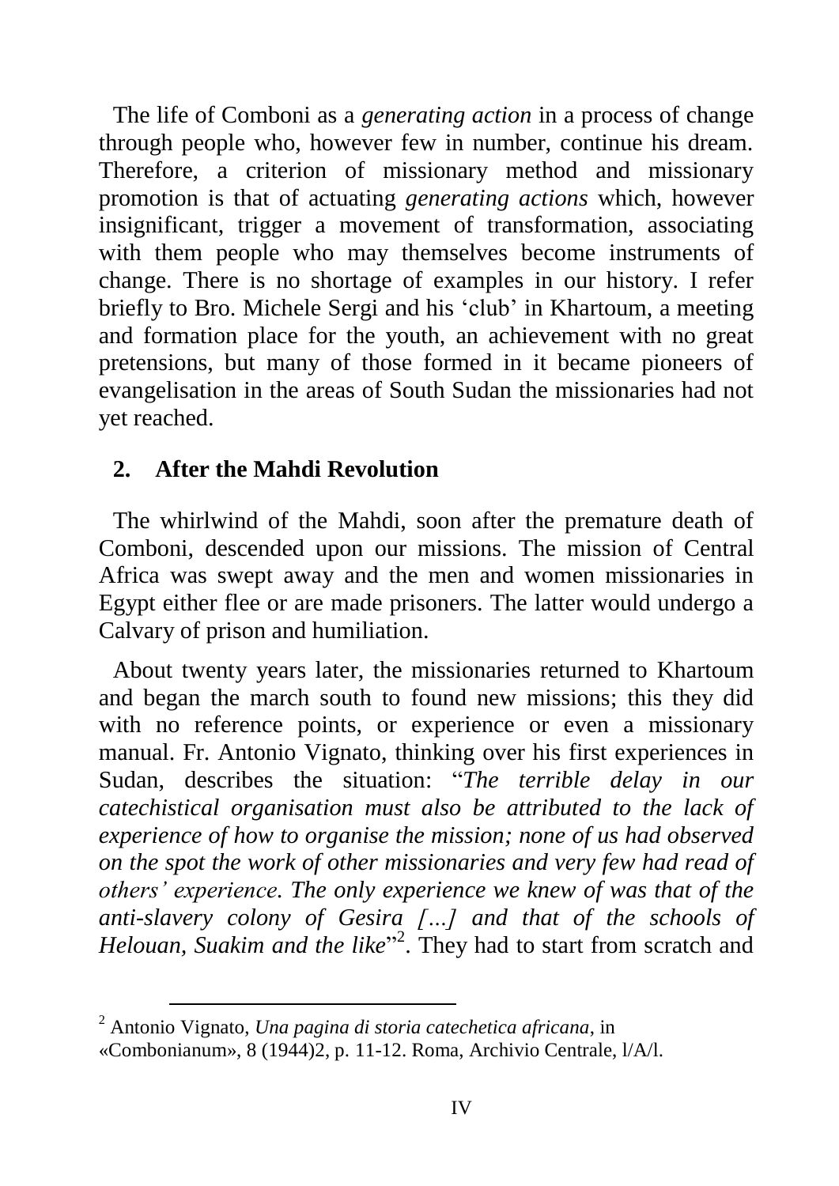The life of Comboni as a *generating action* in a process of change through people who, however few in number, continue his dream. Therefore, a criterion of missionary method and missionary promotion is that of actuating *generating actions* which, however insignificant, trigger a movement of transformation, associating with them people who may themselves become instruments of change. There is no shortage of examples in our history. I refer briefly to Bro. Michele Sergi and his 'club' in Khartoum, a meeting and formation place for the youth, an achievement with no great pretensions, but many of those formed in it became pioneers of evangelisation in the areas of South Sudan the missionaries had not yet reached.

## 2. After the Mahdi Revolution

The whirlwind of the Mahdi, soon after the premature death of Comboni, descended upon our missions. The mission of Central Africa was swept away and the men and women missionaries in Egypt either flee or are made prisoners. The latter would undergo a Calvary of prison and humiliation.

About twenty years later, the missionaries returned to Khartoum and began the march south to found new missions; this they did with no reference points, or experience or even a missionary manual. Fr. Antonio Vignato, thinking over his first experiences in Sudan, describes the situation: "*The terrible delay in our catechistical organisation must also be attributed to the lack of experience of how to organise the mission; none of us had observed on the spot the work of other missionaries and very few had read of others' experience. The only experience we knew of was that of the anti-slavery colony of Gesira […] and that of the schools of Helouan, Suakim and the like*"[2]. They had to start from scratch and

[2] Antonio Vignato, *Una pagina di storia catechetica africana*, in «Combonianum», 8 (1944)2, p. 11-12. Roma, Archivio Centrale, l/A/l.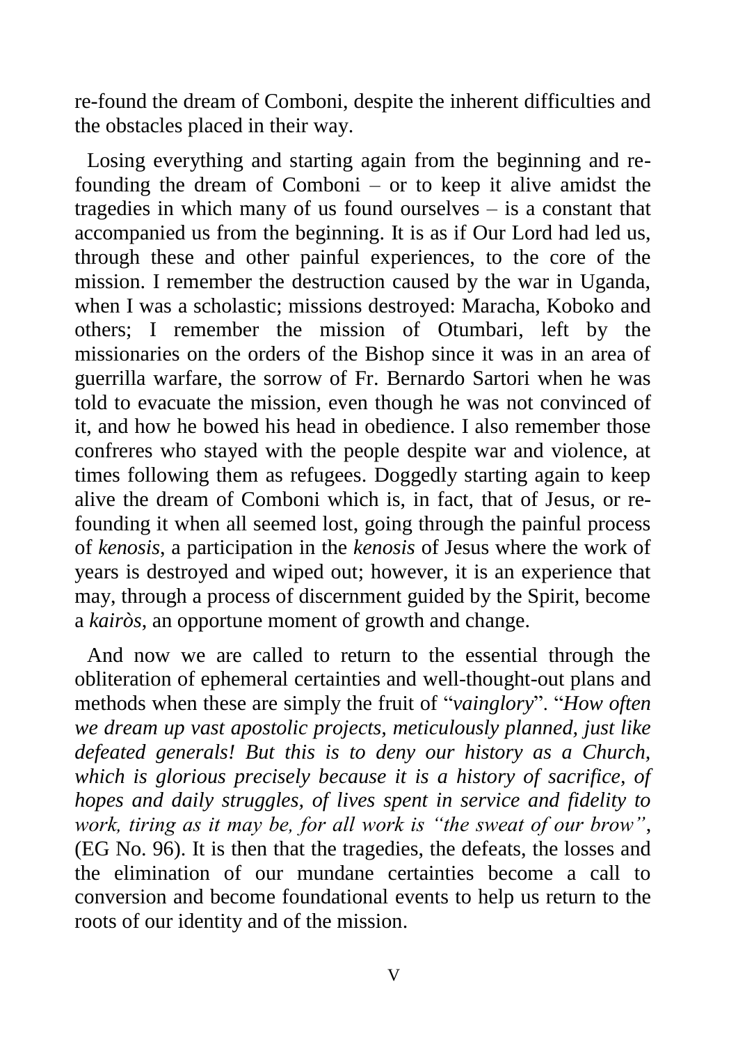re-found the dream of Comboni, despite the inherent difficulties and the obstacles placed in their way.

Losing everything and starting again from the beginning and re-founding the dream of Comboni – or to keep it alive amidst the tragedies in which many of us found ourselves – is a constant that accompanied us from the beginning. It is as if Our Lord had led us, through these and other painful experiences, to the core of the mission. I remember the destruction caused by the war in Uganda, when I was a scholastic; missions destroyed: Maracha, Koboko and others; I remember the mission of Otumbari, left by the missionaries on the orders of the Bishop since it was in an area of guerrilla warfare, the sorrow of Fr. Bernardo Sartori when he was told to evacuate the mission, even though he was not convinced of it, and how he bowed his head in obedience. I also remember those confreres who stayed with the people despite war and violence, at times following them as refugees. Doggedly starting again to keep alive the dream of Comboni which is, in fact, that of Jesus, or re-founding it when all seemed lost, going through the painful process of *kenosis*, a participation in the *kenosis* of Jesus where the work of years is destroyed and wiped out; however, it is an experience that may, through a process of discernment guided by the Spirit, become a *kairòs,* an opportune moment of growth and change.

And now we are called to return to the essential through the obliteration of ephemeral certainties and well-thought-out plans and methods when these are simply the fruit of "*vainglory*". "*How often we dream up vast apostolic projects, meticulously planned, just like defeated generals! But this is to deny our history as a Church, which is glorious precisely because it is a history of sacrifice, of hopes and daily struggles, of lives spent in service and fidelity to work, tiring as it may be, for all work is "the sweat of our brow"*, (EG No. 96). It is then that the tragedies, the defeats, the losses and the elimination of our mundane certainties become a call to conversion and become foundational events to help us return to the roots of our identity and of the mission.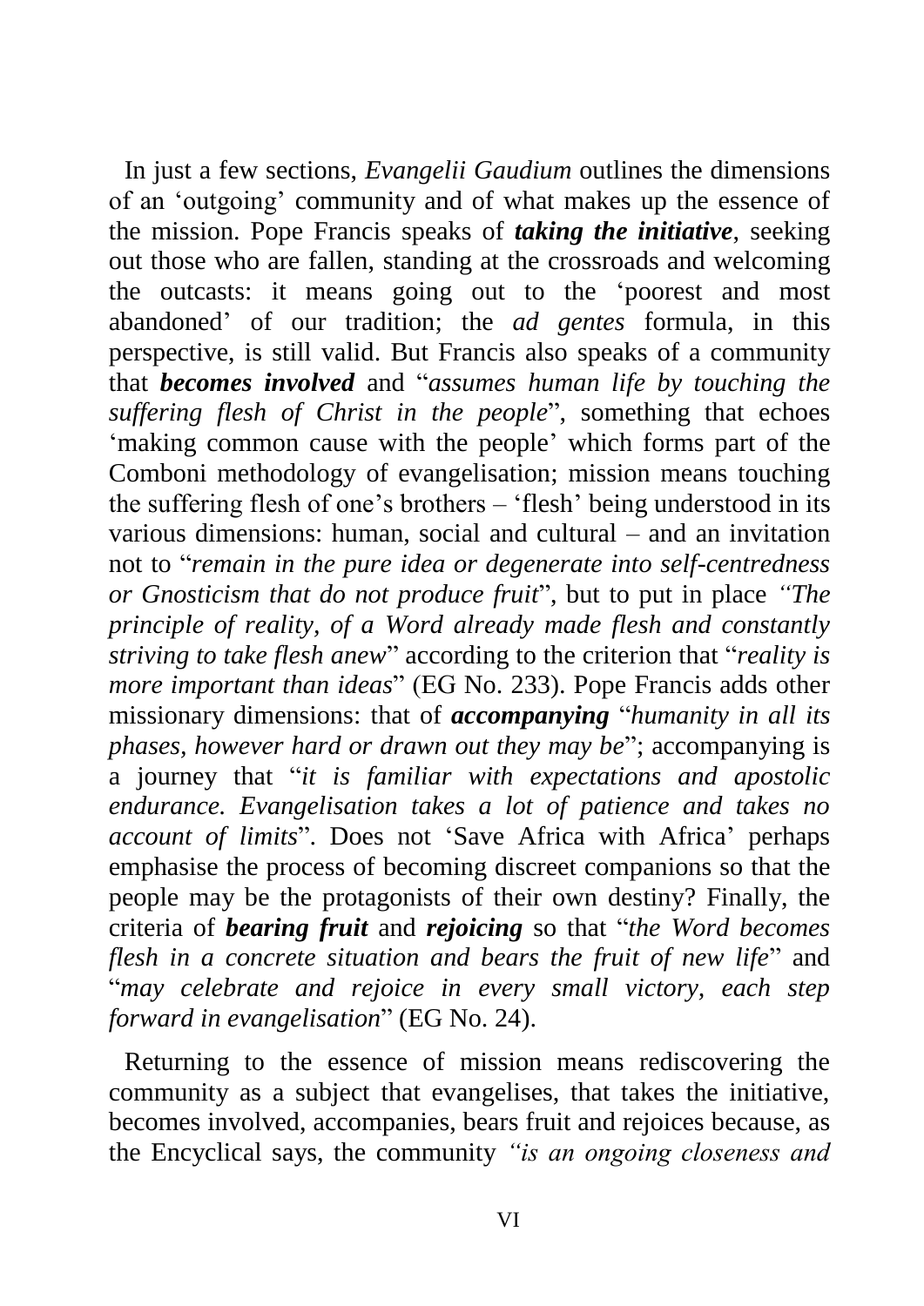In just a few sections, *Evangelii Gaudium* outlines the dimensions of an 'outgoing' community and of what makes up the essence of the mission. Pope Francis speaks of ***taking the initiative***, seeking out those who are fallen, standing at the crossroads and welcoming the outcasts: it means going out to the 'poorest and most abandoned' of our tradition; the *ad gentes* formula, in this perspective, is still valid. But Francis also speaks of a community that ***becomes involved*** and "*assumes human life by touching the suffering flesh of Christ in the people*", something that echoes 'making common cause with the people' which forms part of the Comboni methodology of evangelisation; mission means touching the suffering flesh of one's brothers – 'flesh' being understood in its various dimensions: human, social and cultural – and an invitation not to "*remain in the pure idea or degenerate into self-centredness or Gnosticism that do not produce fruit*", but to put in place *"The principle of reality, of a Word already made flesh and constantly striving to take flesh anew*" according to the criterion that "*reality is more important than ideas*" (EG No. 233). Pope Francis adds other missionary dimensions: that of ***accompanying*** "*humanity in all its phases, however hard or drawn out they may be*"; accompanying is a journey that "*it is familiar with expectations and apostolic endurance. Evangelisation takes a lot of patience and takes no account of limits*". Does not 'Save Africa with Africa' perhaps emphasise the process of becoming discreet companions so that the people may be the protagonists of their own destiny? Finally, the criteria of ***bearing fruit*** and ***rejoicing*** so that "*the Word becomes flesh in a concrete situation and bears the fruit of new life*" and "*may celebrate and rejoice in every small victory, each step forward in evangelisation*" (EG No. 24).

Returning to the essence of mission means rediscovering the community as a subject that evangelises, that takes the initiative, becomes involved, accompanies, bears fruit and rejoices because, as the Encyclical says, the community *"is an ongoing closeness and*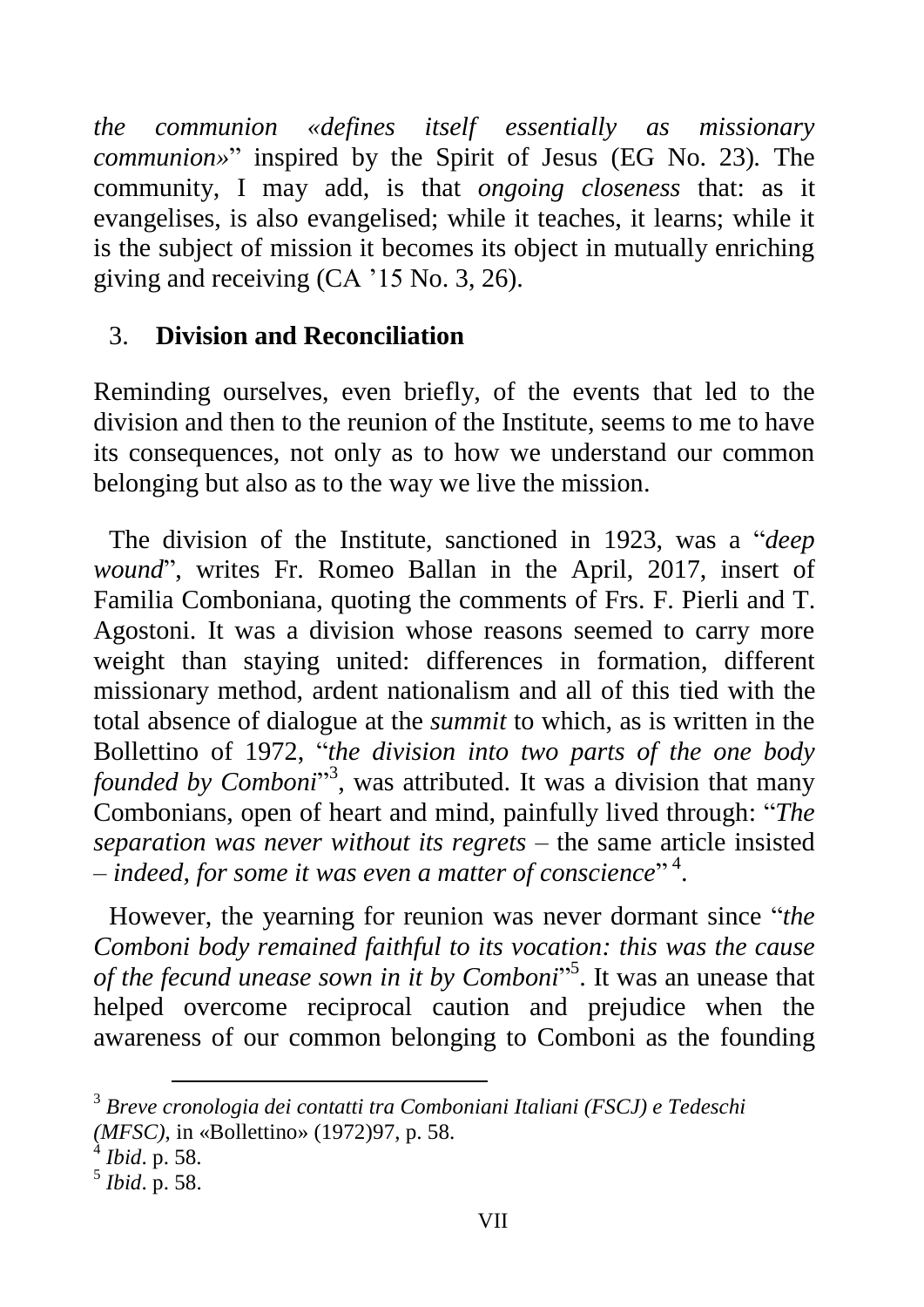*the communion «defines itself essentially as missionary communion»*" inspired by the Spirit of Jesus (EG No. 23). The community, I may add, is that *ongoing closeness* that: as it evangelises, is also evangelised; while it teaches, it learns; while it is the subject of mission it becomes its object in mutually enriching giving and receiving (CA '15 No. 3, 26).

## 3. **Division and Reconciliation**

Reminding ourselves, even briefly, of the events that led to the division and then to the reunion of the Institute, seems to me to have its consequences, not only as to how we understand our common belonging but also as to the way we live the mission.

The division of the Institute, sanctioned in 1923, was a "*deep wound*", writes Fr. Romeo Ballan in the April, 2017, insert of Familia Comboniana, quoting the comments of Frs. F. Pierli and T. Agostoni. It was a division whose reasons seemed to carry more weight than staying united: differences in formation, different missionary method, ardent nationalism and all of this tied with the total absence of dialogue at the *summit* to which, as is written in the Bollettino of 1972, "*the division into two parts of the one body founded by Comboni*"[3], was attributed. It was a division that many Combonians, open of heart and mind, painfully lived through: "*The separation was never without its regrets* – the same article insisted – *indeed, for some it was even a matter of conscience*"[4].

However, the yearning for reunion was never dormant since "*the Comboni body remained faithful to its vocation: this was the cause of the fecund unease sown in it by Comboni*"[5]. It was an unease that helped overcome reciprocal caution and prejudice when the awareness of our common belonging to Comboni as the founding

---

[3] *Breve cronologia dei contatti tra Comboniani Italiani (FSCJ) e Tedeschi (MFSC)*, in «Bollettino» (1972)97, p. 58.

[4] *Ibid*. p. 58.

[5] *Ibid*. p. 58.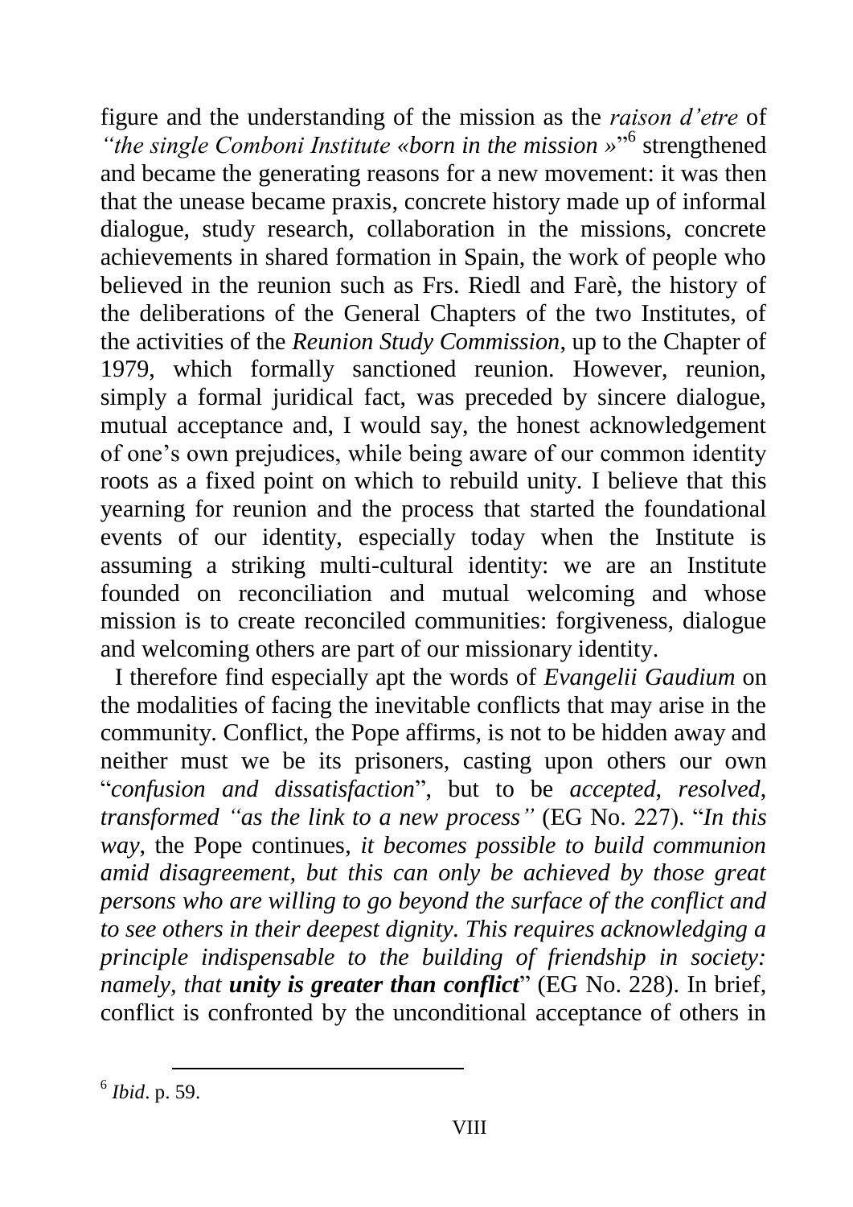figure and the understanding of the mission as the *raison d'etre* of *"the single Comboni Institute «born in the mission »*"[6] strengthened and became the generating reasons for a new movement: it was then that the unease became praxis, concrete history made up of informal dialogue, study research, collaboration in the missions, concrete achievements in shared formation in Spain, the work of people who believed in the reunion such as Frs. Riedl and Farè, the history of the deliberations of the General Chapters of the two Institutes, of the activities of the *Reunion Study Commission*, up to the Chapter of 1979, which formally sanctioned reunion. However, reunion, simply a formal juridical fact, was preceded by sincere dialogue, mutual acceptance and, I would say, the honest acknowledgement of one's own prejudices, while being aware of our common identity roots as a fixed point on which to rebuild unity. I believe that this yearning for reunion and the process that started the foundational events of our identity, especially today when the Institute is assuming a striking multi-cultural identity: we are an Institute founded on reconciliation and mutual welcoming and whose mission is to create reconciled communities: forgiveness, dialogue and welcoming others are part of our missionary identity.

I therefore find especially apt the words of *Evangelii Gaudium* on the modalities of facing the inevitable conflicts that may arise in the community. Conflict, the Pope affirms, is not to be hidden away and neither must we be its prisoners, casting upon others our own "*confusion and dissatisfaction*", but to be *accepted, resolved, transformed "as the link to a new process"* (EG No. 227). "*In this way*, the Pope continues, *it becomes possible to build communion amid disagreement, but this can only be achieved by those great persons who are willing to go beyond the surface of the conflict and to see others in their deepest dignity. This requires acknowledging a principle indispensable to the building of friendship in society: namely, that **unity is greater than conflict***" (EG No. 228). In brief, conflict is confronted by the unconditional acceptance of others in

[6] *Ibid*. p. 59.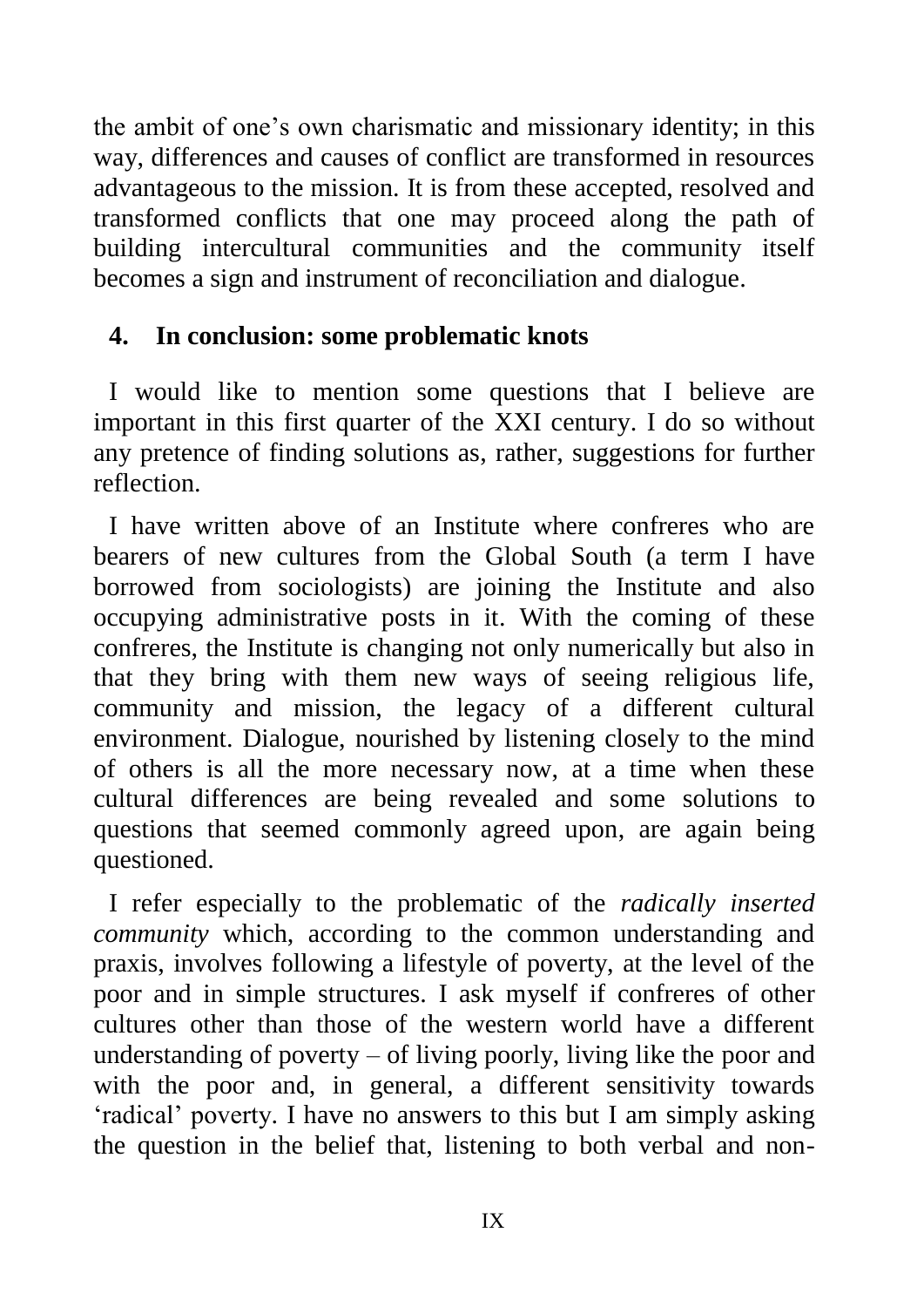the ambit of one's own charismatic and missionary identity; in this way, differences and causes of conflict are transformed in resources advantageous to the mission. It is from these accepted, resolved and transformed conflicts that one may proceed along the path of building intercultural communities and the community itself becomes a sign and instrument of reconciliation and dialogue.

## 4. In conclusion: some problematic knots

I would like to mention some questions that I believe are important in this first quarter of the XXI century. I do so without any pretence of finding solutions as, rather, suggestions for further reflection.

I have written above of an Institute where confreres who are bearers of new cultures from the Global South (a term I have borrowed from sociologists) are joining the Institute and also occupying administrative posts in it. With the coming of these confreres, the Institute is changing not only numerically but also in that they bring with them new ways of seeing religious life, community and mission, the legacy of a different cultural environment. Dialogue, nourished by listening closely to the mind of others is all the more necessary now, at a time when these cultural differences are being revealed and some solutions to questions that seemed commonly agreed upon, are again being questioned.

I refer especially to the problematic of the *radically inserted community* which, according to the common understanding and praxis, involves following a lifestyle of poverty, at the level of the poor and in simple structures. I ask myself if confreres of other cultures other than those of the western world have a different understanding of poverty – of living poorly, living like the poor and with the poor and, in general, a different sensitivity towards 'radical' poverty. I have no answers to this but I am simply asking the question in the belief that, listening to both verbal and non-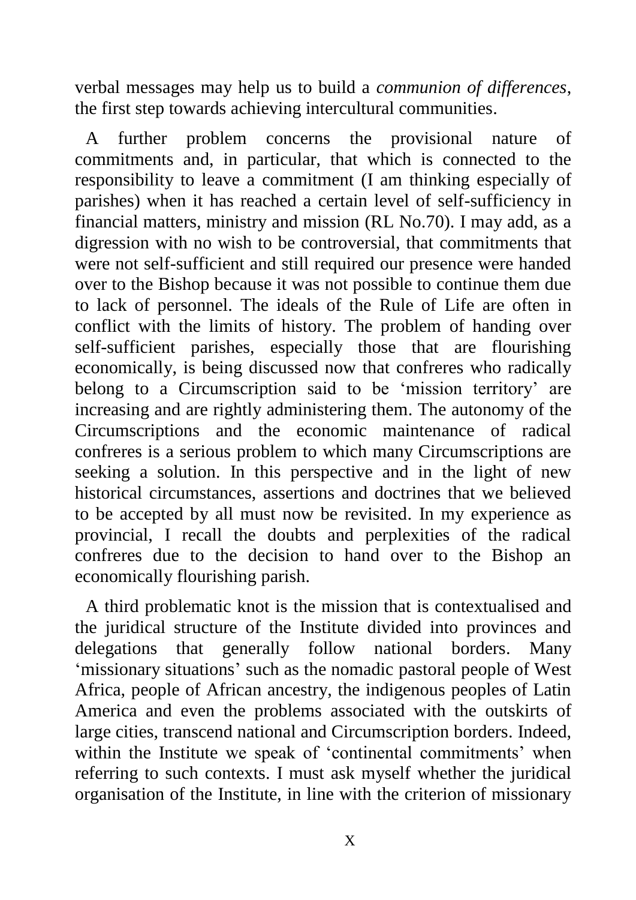verbal messages may help us to build a *communion of differences*, the first step towards achieving intercultural communities.

A further problem concerns the provisional nature of commitments and, in particular, that which is connected to the responsibility to leave a commitment (I am thinking especially of parishes) when it has reached a certain level of self-sufficiency in financial matters, ministry and mission (RL No.70). I may add, as a digression with no wish to be controversial, that commitments that were not self-sufficient and still required our presence were handed over to the Bishop because it was not possible to continue them due to lack of personnel. The ideals of the Rule of Life are often in conflict with the limits of history. The problem of handing over self-sufficient parishes, especially those that are flourishing economically, is being discussed now that confreres who radically belong to a Circumscription said to be 'mission territory' are increasing and are rightly administering them. The autonomy of the Circumscriptions and the economic maintenance of radical confreres is a serious problem to which many Circumscriptions are seeking a solution. In this perspective and in the light of new historical circumstances, assertions and doctrines that we believed to be accepted by all must now be revisited. In my experience as provincial, I recall the doubts and perplexities of the radical confreres due to the decision to hand over to the Bishop an economically flourishing parish.

A third problematic knot is the mission that is contextualised and the juridical structure of the Institute divided into provinces and delegations that generally follow national borders. Many 'missionary situations' such as the nomadic pastoral people of West Africa, people of African ancestry, the indigenous peoples of Latin America and even the problems associated with the outskirts of large cities, transcend national and Circumscription borders. Indeed, within the Institute we speak of 'continental commitments' when referring to such contexts. I must ask myself whether the juridical organisation of the Institute, in line with the criterion of missionary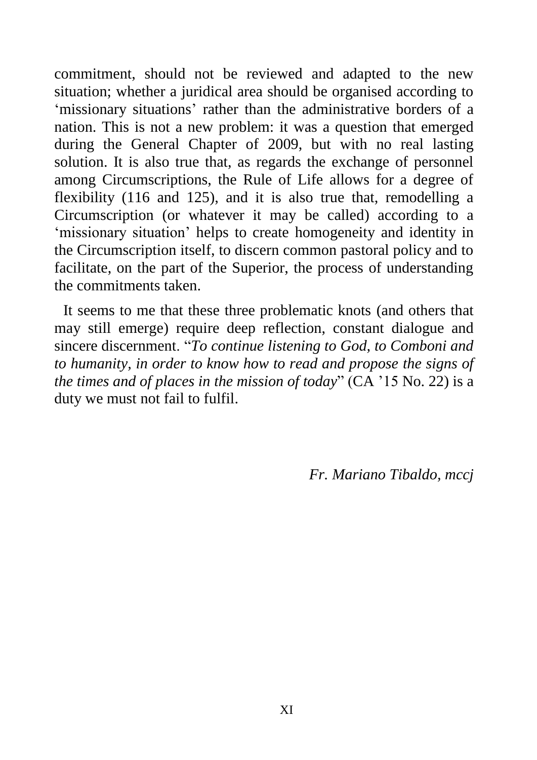commitment, should not be reviewed and adapted to the new situation; whether a juridical area should be organised according to 'missionary situations' rather than the administrative borders of a nation. This is not a new problem: it was a question that emerged during the General Chapter of 2009, but with no real lasting solution. It is also true that, as regards the exchange of personnel among Circumscriptions, the Rule of Life allows for a degree of flexibility (116 and 125), and it is also true that, remodelling a Circumscription (or whatever it may be called) according to a 'missionary situation' helps to create homogeneity and identity in the Circumscription itself, to discern common pastoral policy and to facilitate, on the part of the Superior, the process of understanding the commitments taken.

It seems to me that these three problematic knots (and others that may still emerge) require deep reflection, constant dialogue and sincere discernment. "*To continue listening to God, to Comboni and to humanity, in order to know how to read and propose the signs of the times and of places in the mission of today*" (CA '15 No. 22) is a duty we must not fail to fulfil.

*Fr. Mariano Tibaldo, mccj*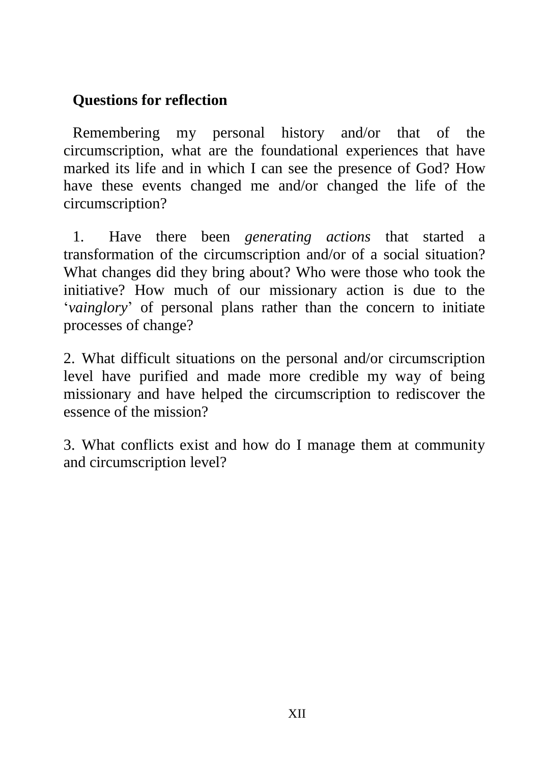**Questions for reflection**

Remembering my personal history and/or that of the circumscription, what are the foundational experiences that have marked its life and in which I can see the presence of God? How have these events changed me and/or changed the life of the circumscription?

1. Have there been *generating actions* that started a transformation of the circumscription and/or of a social situation? What changes did they bring about? Who were those who took the initiative? How much of our missionary action is due to the '*vainglory*' of personal plans rather than the concern to initiate processes of change?

2. What difficult situations on the personal and/or circumscription level have purified and made more credible my way of being missionary and have helped the circumscription to rediscover the essence of the mission?

3. What conflicts exist and how do I manage them at community and circumscription level?